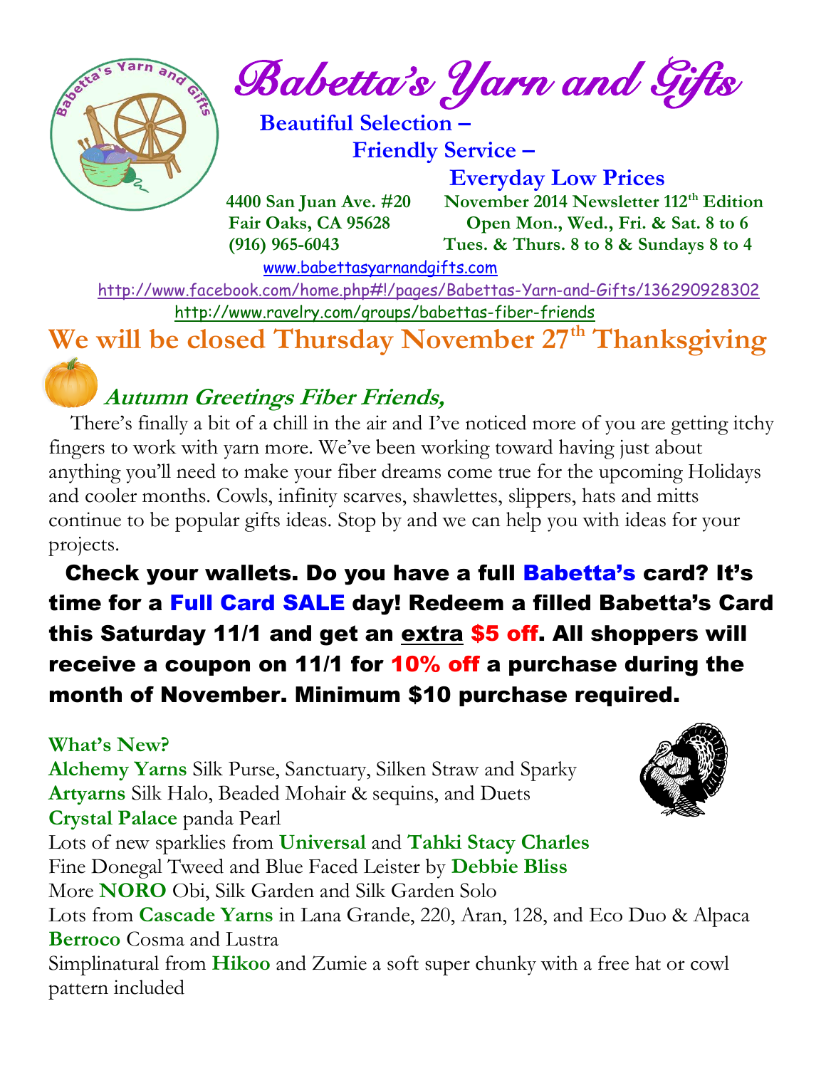# Babetta's Yarn and Gifts

**Beautiful Selection –**
**Friendly Service –**
**Everyday Low Prices**

**4400 San Juan Ave. #20**
**Fair Oaks, CA 95628**
**(916) 965-6043**

**November 2014 Newsletter 112th Edition**
**Open Mon., Wed., Fri. & Sat. 8 to 6**
**Tues. & Thurs. 8 to 8 & Sundays 8 to 4**

www.babettasyarnandgifts.com

http://www.facebook.com/home.php#!/pages/Babettas-Yarn-and-Gifts/136290928302

http://www.ravelry.com/groups/babettas-fiber-friends

## We will be closed Thursday November 27th Thanksgiving

### *Autumn Greetings Fiber Friends,*

There's finally a bit of a chill in the air and I've noticed more of you are getting itchy fingers to work with yarn more. We've been working toward having just about anything you'll need to make your fiber dreams come true for the upcoming Holidays and cooler months. Cowls, infinity scarves, shawlettes, slippers, hats and mitts continue to be popular gifts ideas. Stop by and we can help you with ideas for your projects.

**Check your wallets. Do you have a full Babetta's card? It's time for a Full Card SALE day! Redeem a filled Babetta's Card this Saturday 11/1 and get an extra $5 off. All shoppers will receive a coupon on 11/1 for 10% off a purchase during the month of November. Minimum $10 purchase required.**

**What's New?**

**Alchemy Yarns** Silk Purse, Sanctuary, Silken Straw and Sparky
**Artyarns** Silk Halo, Beaded Mohair & sequins, and Duets
**Crystal Palace** panda Pearl
Lots of new sparklies from **Universal** and **Tahki Stacy Charles**
Fine Donegal Tweed and Blue Faced Leister by **Debbie Bliss**
More **NORO** Obi, Silk Garden and Silk Garden Solo
Lots from **Cascade Yarns** in Lana Grande, 220, Aran, 128, and Eco Duo & Alpaca
**Berroco** Cosma and Lustra
Simplinatural from **Hikoo** and Zumie a soft super chunky with a free hat or cowl pattern included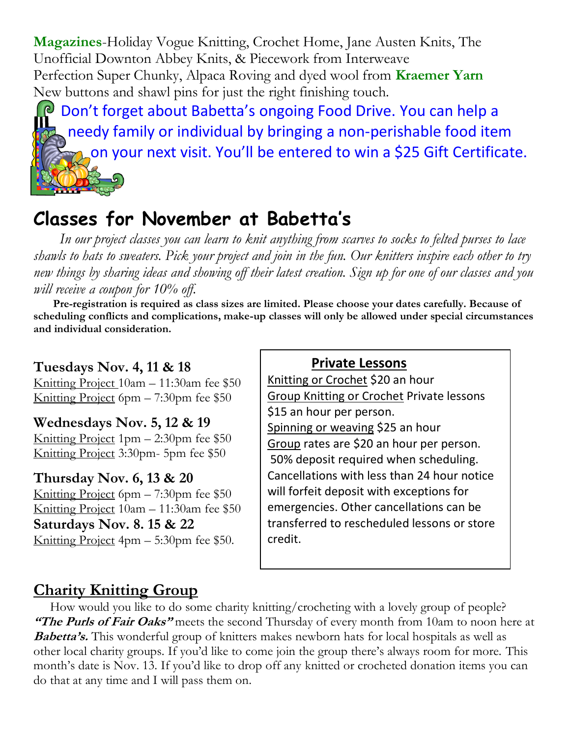**Magazines**-Holiday Vogue Knitting, Crochet Home, Jane Austen Knits, The Unofficial Downton Abbey Knits, & Piecework from Interweave

Perfection Super Chunky, Alpaca Roving and dyed wool from **Kraemer Yarn**

New buttons and shawl pins for just the right finishing touch.

Don't forget about Babetta's ongoing Food Drive. You can help a needy family or individual by bringing a non-perishable food item on your next visit. You'll be entered to win a $25 Gift Certificate.

# Classes for November at Babetta's

*In our project classes you can learn to knit anything from scarves to socks to felted purses to lace shawls to hats to sweaters. Pick your project and join in the fun. Our knitters inspire each other to try new things by sharing ideas and showing off their latest creation. Sign up for one of our classes and you will receive a coupon for 10% off.*

**Pre-registration is required as class sizes are limited. Please choose your dates carefully. Because of scheduling conflicts and complications, make-up classes will only be allowed under special circumstances and individual consideration.**

**Tuesdays Nov. 4, 11 & 18**

Knitting Project 10am – 11:30am fee $50

Knitting Project 6pm – 7:30pm fee $50

**Wednesdays Nov. 5, 12 & 19**

Knitting Project 1pm – 2:30pm fee $50

Knitting Project 3:30pm- 5pm fee $50

**Thursday Nov. 6, 13 & 20**

Knitting Project 6pm – 7:30pm fee $50

Knitting Project 10am – 11:30am fee $50

**Saturdays Nov. 8. 15 & 22**

Knitting Project 4pm – 5:30pm fee $50.

**Private Lessons**

Knitting or Crochet $20 an hour

Group Knitting or Crochet Private lessons $15 an hour per person.

Spinning or weaving $25 an hour

Group rates are $20 an hour per person.

50% deposit required when scheduling. Cancellations with less than 24 hour notice will forfeit deposit with exceptions for emergencies. Other cancellations can be transferred to rescheduled lessons or store credit.

## Charity Knitting Group

How would you like to do some charity knitting/crocheting with a lovely group of people? ***"The Purls of Fair Oaks"*** meets the second Thursday of every month from 10am to noon here at ***Babetta's.*** This wonderful group of knitters makes newborn hats for local hospitals as well as other local charity groups. If you'd like to come join the group there's always room for more. This month's date is Nov. 13. If you'd like to drop off any knitted or crocheted donation items you can do that at any time and I will pass them on.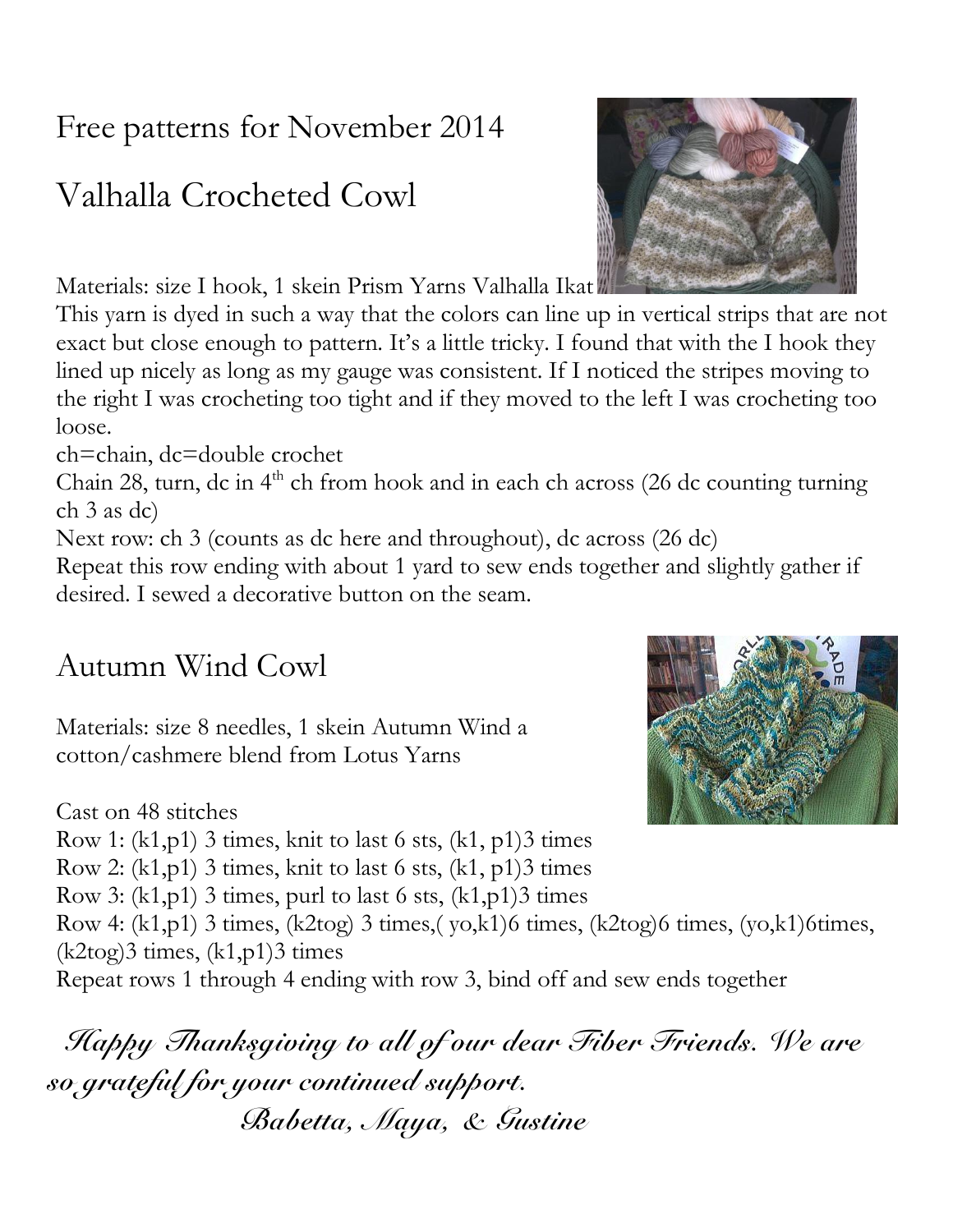Free patterns for November 2014

# Valhalla Crocheted Cowl

Materials: size I hook, 1 skein Prism Yarns Valhalla Ikat

This yarn is dyed in such a way that the colors can line up in vertical strips that are not exact but close enough to pattern. It's a little tricky. I found that with the I hook they lined up nicely as long as my gauge was consistent. If I noticed the stripes moving to the right I was crocheting too tight and if they moved to the left I was crocheting too loose.

ch=chain, dc=double crochet

Chain 28, turn, dc in 4th ch from hook and in each ch across (26 dc counting turning ch 3 as dc)

Next row: ch 3 (counts as dc here and throughout), dc across (26 dc)

Repeat this row ending with about 1 yard to sew ends together and slightly gather if desired. I sewed a decorative button on the seam.

# Autumn Wind Cowl

Materials: size 8 needles, 1 skein Autumn Wind a cotton/cashmere blend from Lotus Yarns

Cast on 48 stitches

Row 1: (k1,p1) 3 times, knit to last 6 sts, (k1, p1)3 times

Row 2: (k1,p1) 3 times, knit to last 6 sts, (k1, p1)3 times

Row 3: (k1,p1) 3 times, purl to last 6 sts, (k1,p1)3 times

Row 4: (k1,p1) 3 times, (k2tog) 3 times,( yo,k1)6 times, (k2tog)6 times, (yo,k1)6times, (k2tog)3 times, (k1,p1)3 times

Repeat rows 1 through 4 ending with row 3, bind off and sew ends together

*Happy Thanksgiving to all of our dear Fiber Friends. We are so grateful for your continued support.*

*Babetta, Maya, & Gustine*